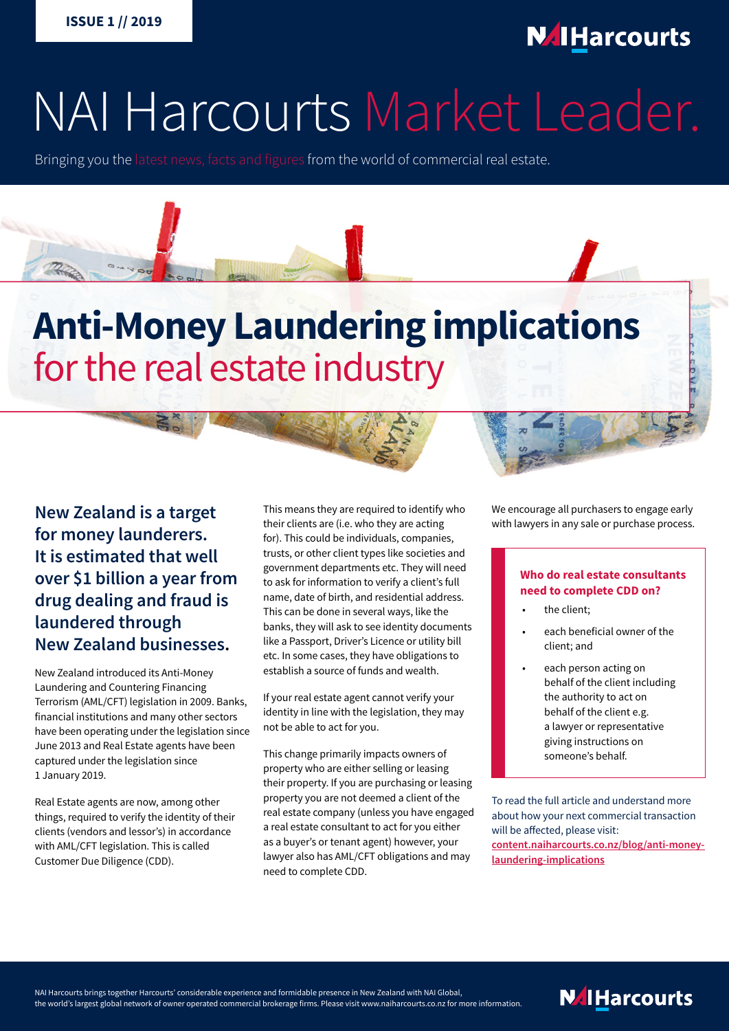ISSUE 1 // 2019

# NAI Harcourts Market Leader.

Bringing you the latest news, facts and figures from the world of commercial real estate.

## Anti-Money Laundering implications for the real estate industry

**New Zealand is a target for money launderers. It is estimated that well over $1 billion a year from drug dealing and fraud is laundered through New Zealand businesses.**

New Zealand introduced its Anti-Money Laundering and Countering Financing Terrorism (AML/CFT) legislation in 2009. Banks, financial institutions and many other sectors have been operating under the legislation since June 2013 and Real Estate agents have been captured under the legislation since 1 January 2019.

Real Estate agents are now, among other things, required to verify the identity of their clients (vendors and lessor's) in accordance with AML/CFT legislation. This is called Customer Due Diligence (CDD).

This means they are required to identify who their clients are (i.e. who they are acting for). This could be individuals, companies, trusts, or other client types like societies and government departments etc. They will need to ask for information to verify a client's full name, date of birth, and residential address. This can be done in several ways, like the banks, they will ask to see identity documents like a Passport, Driver's Licence or utility bill etc. In some cases, they have obligations to establish a source of funds and wealth.

If your real estate agent cannot verify your identity in line with the legislation, they may not be able to act for you.

This change primarily impacts owners of property who are either selling or leasing their property. If you are purchasing or leasing property you are not deemed a client of the real estate company (unless you have engaged a real estate consultant to act for you either as a buyer's or tenant agent) however, your lawyer also has AML/CFT obligations and may need to complete CDD.

We encourage all purchasers to engage early with lawyers in any sale or purchase process.

**Who do real estate consultants need to complete CDD on?**

- the client;
- each beneficial owner of the client; and
- each person acting on behalf of the client including the authority to act on behalf of the client e.g. a lawyer or representative giving instructions on someone's behalf.

To read the full article and understand more about how your next commercial transaction will be affected, please visit: **content.naiharcourts.co.nz/blog/anti-money-laundering-implications**

NAI Harcourts brings together Harcourts' considerable experience and formidable presence in New Zealand with NAI Global, the world's largest global network of owner operated commercial brokerage firms. Please visit www.naiharcourts.co.nz for more information.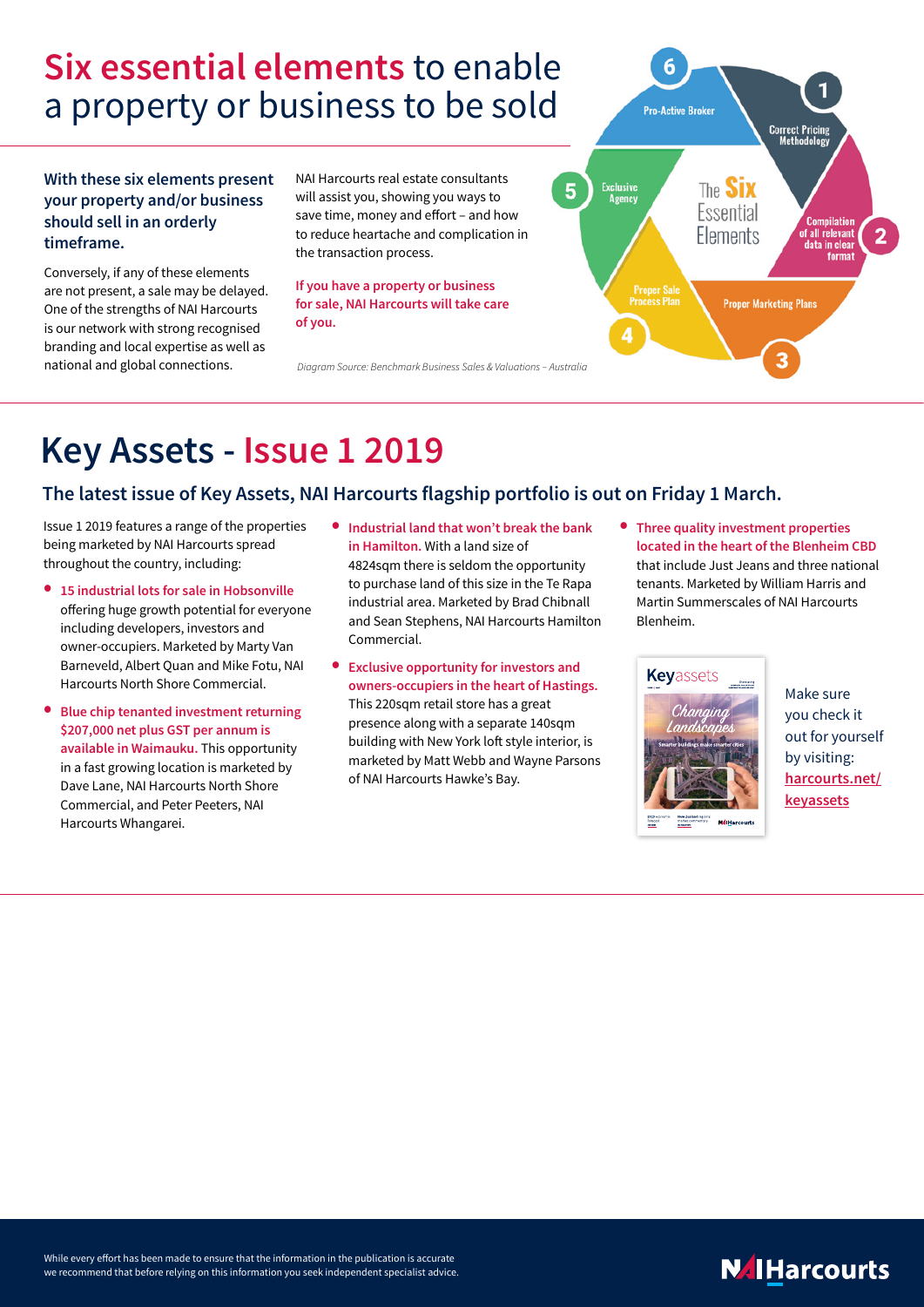# Six essential elements to enable a property or business to be sold

**With these six elements present your property and/or business should sell in an orderly timeframe.**

Conversely, if any of these elements are not present, a sale may be delayed. One of the strengths of NAI Harcourts is our network with strong recognised branding and local expertise as well as national and global connections.

NAI Harcourts real estate consultants will assist you, showing you ways to save time, money and effort – and how to reduce heartache and complication in the transaction process.

**If you have a property or business for sale, NAI Harcourts will take care of you.**

The Six Essential Elements

1 Correct Pricing Methodology

2 Compilation of all relevant data in clear format

3 Proper Marketing Plans

4 Proper Sale Process Plan

5 Exclusive Agency

6 Pro-Active Broker

*Diagram Source: Benchmark Business Sales & Valuations – Australia*

# Key Assets - Issue 1 2019

## The latest issue of Key Assets, NAI Harcourts flagship portfolio is out on Friday 1 March.

Issue 1 2019 features a range of the properties being marketed by NAI Harcourts spread throughout the country, including:

- **15 industrial lots for sale in Hobsonville** offering huge growth potential for everyone including developers, investors and owner-occupiers. Marketed by Marty Van Barneveld, Albert Quan and Mike Fotu, NAI Harcourts North Shore Commercial.
- **Blue chip tenanted investment returning $207,000 net plus GST per annum is available in Waimauku.** This opportunity in a fast growing location is marketed by Dave Lane, NAI Harcourts North Shore Commercial, and Peter Peeters, NAI Harcourts Whangarei.
- **Industrial land that won't break the bank in Hamilton.** With a land size of 4824sqm there is seldom the opportunity to purchase land of this size in the Te Rapa industrial area. Marketed by Brad Chibnall and Sean Stephens, NAI Harcourts Hamilton Commercial.
- **Exclusive opportunity for investors and owners-occupiers in the heart of Hastings.** This 220sqm retail store has a great presence along with a separate 140sqm building with New York loft style interior, is marketed by Matt Webb and Wayne Parsons of NAI Harcourts Hawke's Bay.
- **Three quality investment properties located in the heart of the Blenheim CBD** that include Just Jeans and three national tenants. Marketed by William Harris and Martin Summerscales of NAI Harcourts Blenheim.

Make sure you check it out for yourself by visiting: **harcourts.net/keyassets**

While every effort has been made to ensure that the information in the publication is accurate we recommend that before relying on this information you seek independent specialist advice.